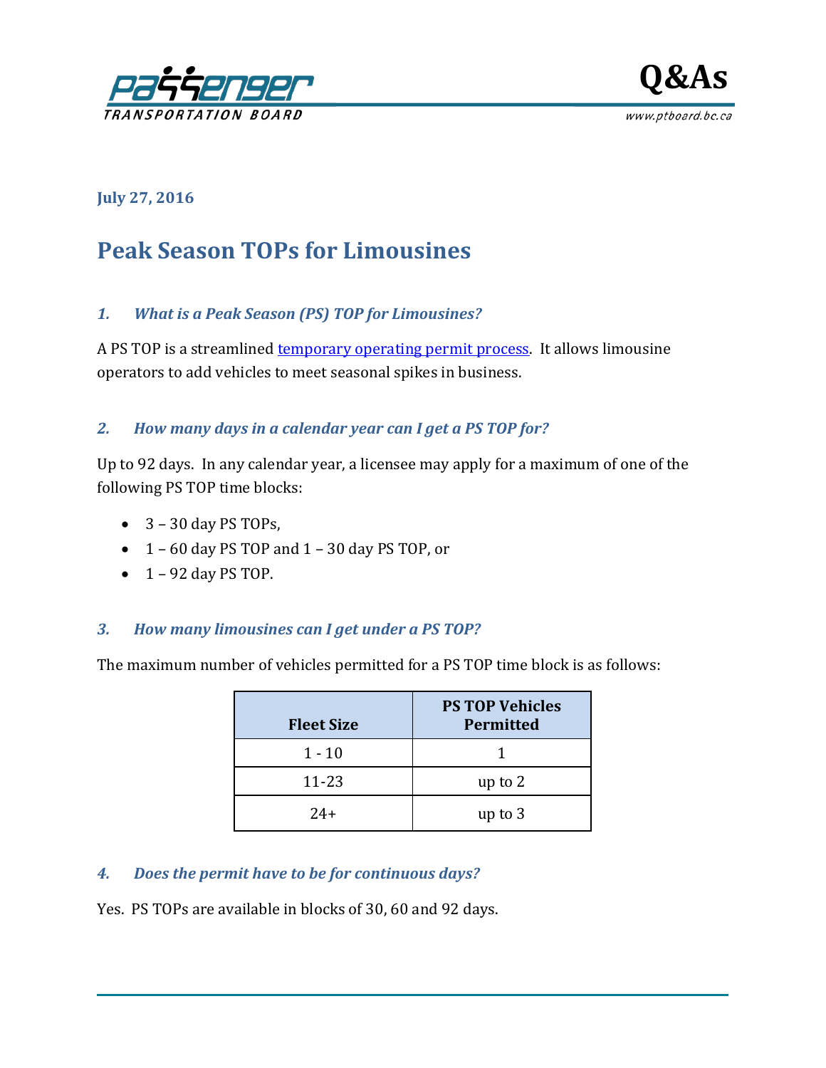**July 27, 2016**

# Peak Season TOPs for Limousines

### *1. What is a Peak Season (PS) TOP for Limousines?*

A PS TOP is a streamlined [temporary operating permit process](temporary operating permit process). It allows limousine operators to add vehicles to meet seasonal spikes in business.

### *2. How many days in a calendar year can I get a PS TOP for?*

Up to 92 days. In any calendar year, a licensee may apply for a maximum of one of the following PS TOP time blocks:

- 3 – 30 day PS TOPs,
- 1 – 60 day PS TOP and 1 – 30 day PS TOP, or
- 1 – 92 day PS TOP.

### *3. How many limousines can I get under a PS TOP?*

The maximum number of vehicles permitted for a PS TOP time block is as follows:

| Fleet Size | PS TOP Vehicles Permitted |
| --- | --- |
| 1 - 10 | 1 |
| 11-23 | up to 2 |
| 24+ | up to 3 |

### *4. Does the permit have to be for continuous days?*

Yes. PS TOPs are available in blocks of 30, 60 and 92 days.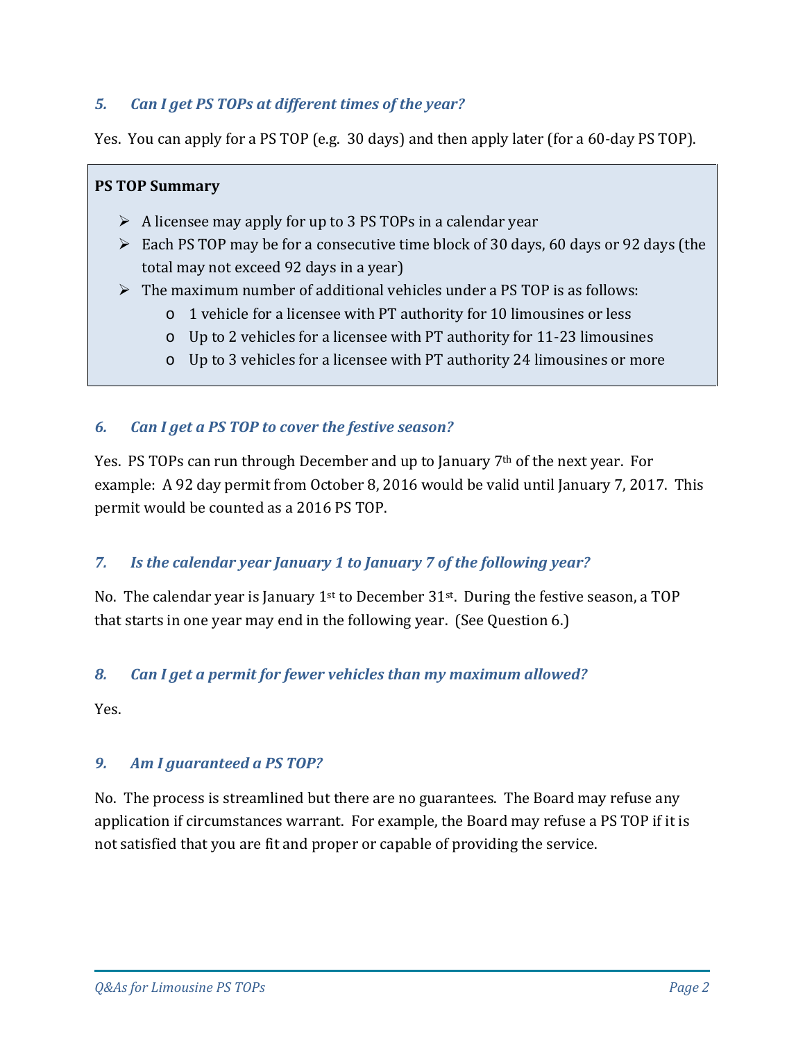### *5. Can I get PS TOPs at different times of the year?*

Yes. You can apply for a PS TOP (e.g. 30 days) and then apply later (for a 60-day PS TOP).

**PS TOP Summary**

- A licensee may apply for up to 3 PS TOPs in a calendar year
- Each PS TOP may be for a consecutive time block of 30 days, 60 days or 92 days (the total may not exceed 92 days in a year)
- The maximum number of additional vehicles under a PS TOP is as follows:
  - 1 vehicle for a licensee with PT authority for 10 limousines or less
  - Up to 2 vehicles for a licensee with PT authority for 11-23 limousines
  - Up to 3 vehicles for a licensee with PT authority 24 limousines or more

### *6. Can I get a PS TOP to cover the festive season?*

Yes. PS TOPs can run through December and up to January 7th of the next year. For example: A 92 day permit from October 8, 2016 would be valid until January 7, 2017. This permit would be counted as a 2016 PS TOP.

### *7. Is the calendar year January 1 to January 7 of the following year?*

No. The calendar year is January 1st to December 31st. During the festive season, a TOP that starts in one year may end in the following year. (See Question 6.)

### *8. Can I get a permit for fewer vehicles than my maximum allowed?*

Yes.

### *9. Am I guaranteed a PS TOP?*

No. The process is streamlined but there are no guarantees. The Board may refuse any application if circumstances warrant. For example, the Board may refuse a PS TOP if it is not satisfied that you are fit and proper or capable of providing the service.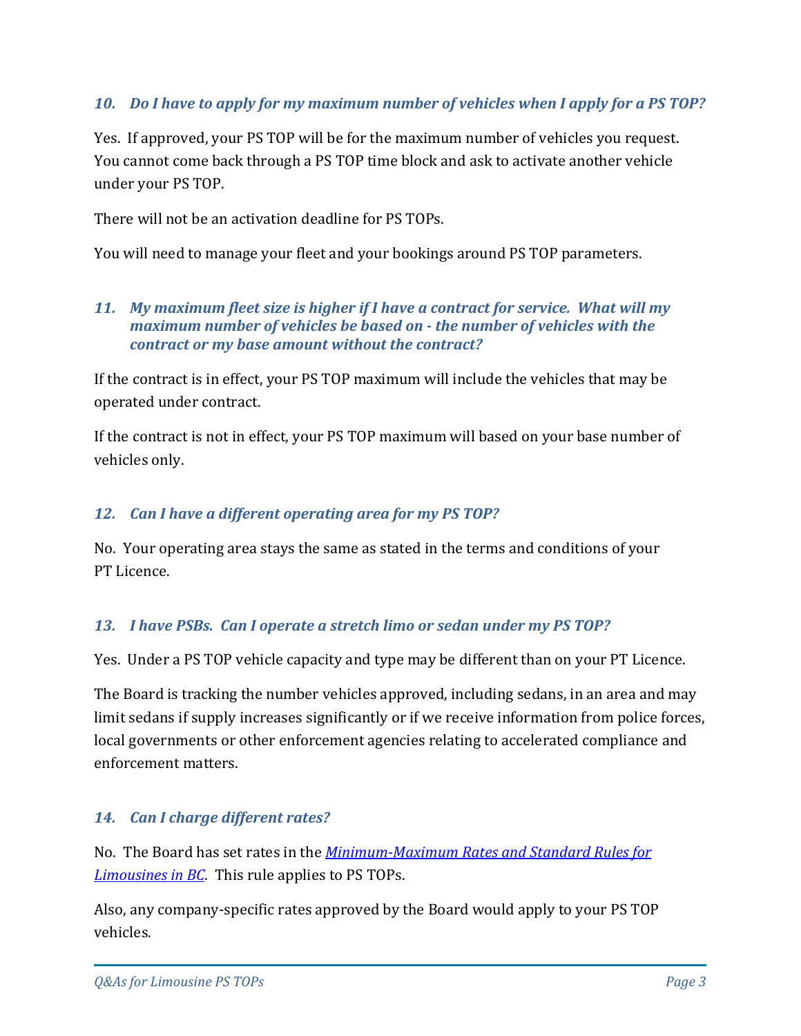### *10. Do I have to apply for my maximum number of vehicles when I apply for a PS TOP?*

Yes. If approved, your PS TOP will be for the maximum number of vehicles you request. You cannot come back through a PS TOP time block and ask to activate another vehicle under your PS TOP.

There will not be an activation deadline for PS TOPs.

You will need to manage your fleet and your bookings around PS TOP parameters.

### *11. My maximum fleet size is higher if I have a contract for service. What will my maximum number of vehicles be based on - the number of vehicles with the contract or my base amount without the contract?*

If the contract is in effect, your PS TOP maximum will include the vehicles that may be operated under contract.

If the contract is not in effect, your PS TOP maximum will based on your base number of vehicles only.

### *12. Can I have a different operating area for my PS TOP?*

No. Your operating area stays the same as stated in the terms and conditions of your PT Licence.

### *13. I have PSBs. Can I operate a stretch limo or sedan under my PS TOP?*

Yes. Under a PS TOP vehicle capacity and type may be different than on your PT Licence.

The Board is tracking the number vehicles approved, including sedans, in an area and may limit sedans if supply increases significantly or if we receive information from police forces, local governments or other enforcement agencies relating to accelerated compliance and enforcement matters.

### *14. Can I charge different rates?*

No. The Board has set rates in the *Minimum-Maximum Rates and Standard Rules for Limousines in BC*. This rule applies to PS TOPs.

Also, any company-specific rates approved by the Board would apply to your PS TOP vehicles.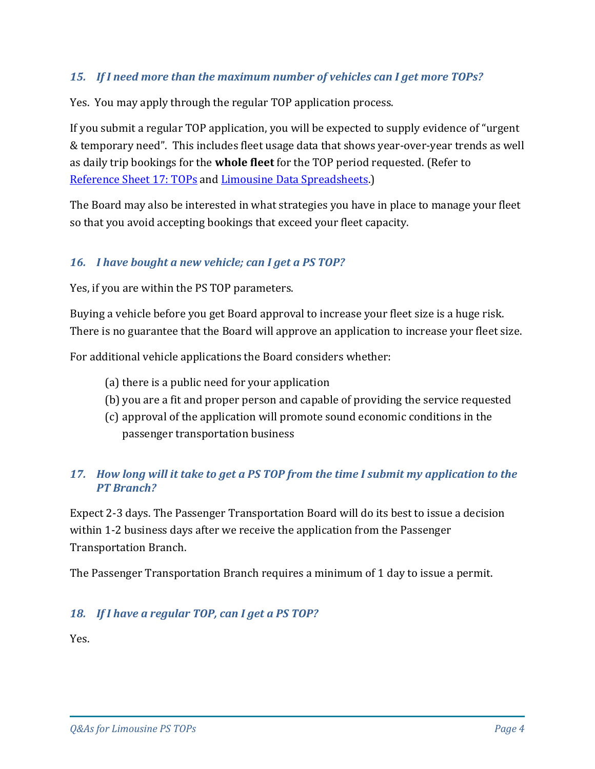### *15. If I need more than the maximum number of vehicles can I get more TOPs?*

Yes. You may apply through the regular TOP application process.

If you submit a regular TOP application, you will be expected to supply evidence of "urgent & temporary need". This includes fleet usage data that shows year-over-year trends as well as daily trip bookings for the **whole fleet** for the TOP period requested. (Refer to Reference Sheet 17: TOPs and Limousine Data Spreadsheets.)

The Board may also be interested in what strategies you have in place to manage your fleet so that you avoid accepting bookings that exceed your fleet capacity.

### *16. I have bought a new vehicle; can I get a PS TOP?*

Yes, if you are within the PS TOP parameters.

Buying a vehicle before you get Board approval to increase your fleet size is a huge risk. There is no guarantee that the Board will approve an application to increase your fleet size.

For additional vehicle applications the Board considers whether:

(a) there is a public need for your application
(b) you are a fit and proper person and capable of providing the service requested
(c) approval of the application will promote sound economic conditions in the passenger transportation business

### *17. How long will it take to get a PS TOP from the time I submit my application to the PT Branch?*

Expect 2-3 days. The Passenger Transportation Board will do its best to issue a decision within 1-2 business days after we receive the application from the Passenger Transportation Branch.

The Passenger Transportation Branch requires a minimum of 1 day to issue a permit.

### *18. If I have a regular TOP, can I get a PS TOP?*

Yes.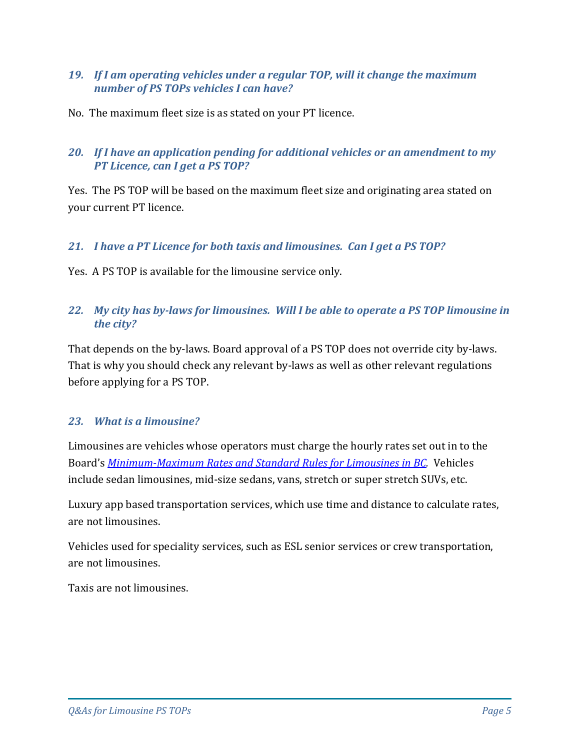### *19. If I am operating vehicles under a regular TOP, will it change the maximum number of PS TOPs vehicles I can have?*

No. The maximum fleet size is as stated on your PT licence.

### *20. If I have an application pending for additional vehicles or an amendment to my PT Licence, can I get a PS TOP?*

Yes. The PS TOP will be based on the maximum fleet size and originating area stated on your current PT licence.

### *21. I have a PT Licence for both taxis and limousines. Can I get a PS TOP?*

Yes. A PS TOP is available for the limousine service only.

### *22. My city has by-laws for limousines. Will I be able to operate a PS TOP limousine in the city?*

That depends on the by-laws. Board approval of a PS TOP does not override city by-laws. That is why you should check any relevant by-laws as well as other relevant regulations before applying for a PS TOP.

### *23. What is a limousine?*

Limousines are vehicles whose operators must charge the hourly rates set out in to the Board's *Minimum-Maximum Rates and Standard Rules for Limousines in BC*. Vehicles include sedan limousines, mid-size sedans, vans, stretch or super stretch SUVs, etc.

Luxury app based transportation services, which use time and distance to calculate rates, are not limousines.

Vehicles used for speciality services, such as ESL senior services or crew transportation, are not limousines.

Taxis are not limousines.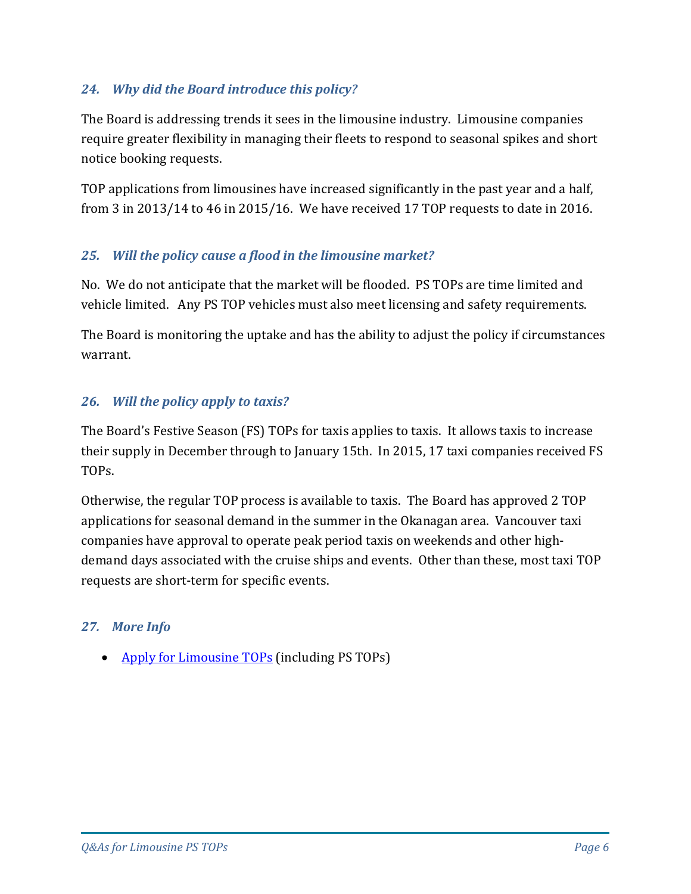### *24. Why did the Board introduce this policy?*

The Board is addressing trends it sees in the limousine industry. Limousine companies require greater flexibility in managing their fleets to respond to seasonal spikes and short notice booking requests.

TOP applications from limousines have increased significantly in the past year and a half, from 3 in 2013/14 to 46 in 2015/16. We have received 17 TOP requests to date in 2016.

### *25. Will the policy cause a flood in the limousine market?*

No. We do not anticipate that the market will be flooded. PS TOPs are time limited and vehicle limited. Any PS TOP vehicles must also meet licensing and safety requirements.

The Board is monitoring the uptake and has the ability to adjust the policy if circumstances warrant.

### *26. Will the policy apply to taxis?*

The Board's Festive Season (FS) TOPs for taxis applies to taxis. It allows taxis to increase their supply in December through to January 15th. In 2015, 17 taxi companies received FS TOPs.

Otherwise, the regular TOP process is available to taxis. The Board has approved 2 TOP applications for seasonal demand in the summer in the Okanagan area. Vancouver taxi companies have approval to operate peak period taxis on weekends and other high-demand days associated with the cruise ships and events. Other than these, most taxi TOP requests are short-term for specific events.

### *27. More Info*

- Apply for Limousine TOPs (including PS TOPs)